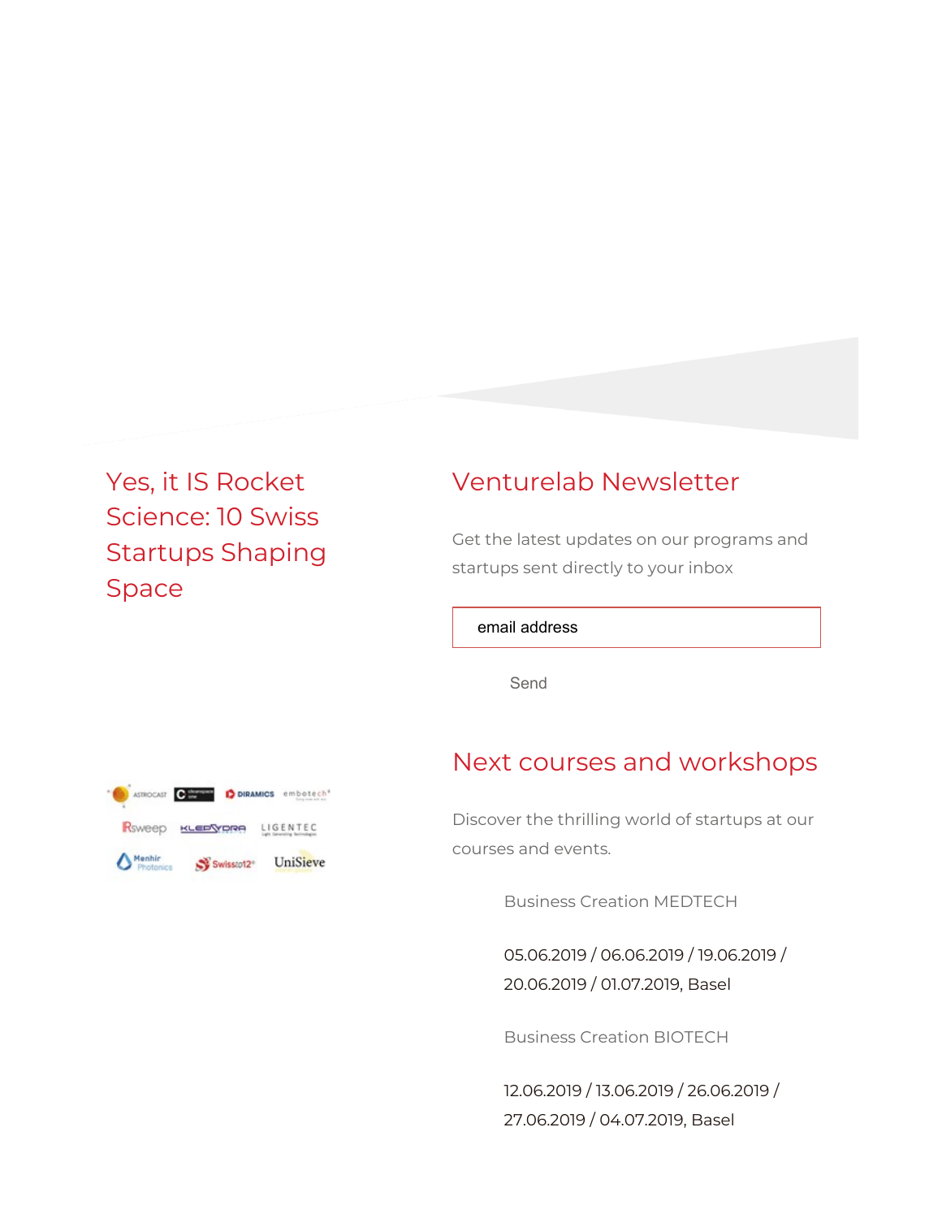## Yes, it IS Rocket Science: 10 Swiss Startups Shaping Space

## Venturelab Newsletter

Get the latest updates on our programs and startups sent directly to your inbox

email address

Send

## Next courses and workshops

Discover the thrilling world of startups at our courses and events.

Business Creation MEDTECH

05.06.2019 / 06.06.2019 / 19.06.2019 / 20.06.2019 / 01.07.2019, Basel

Business Creation BIOTECH

12.06.2019 / 13.06.2019 / 26.06.2019 / 27.06.2019 / 04.07.2019, Basel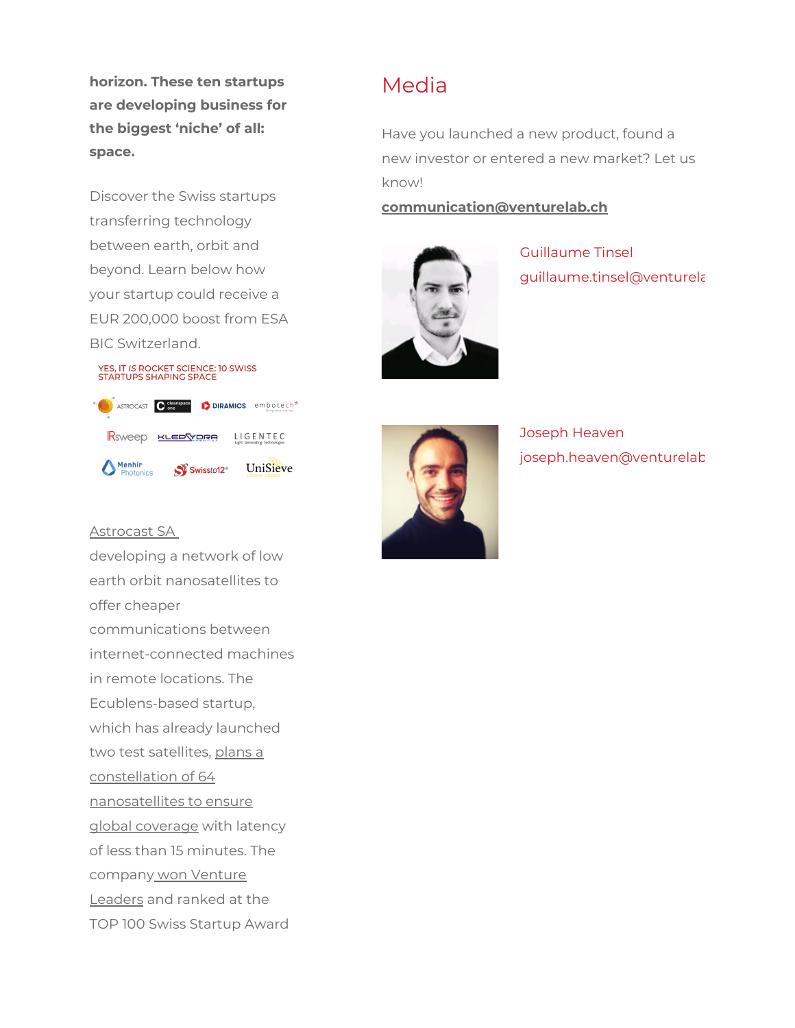**horizon. These ten startups are developing business for the biggest 'niche' of all: space.**

Discover the Swiss startups transferring technology between earth, orbit and beyond. Learn below how your startup could receive a EUR 200,000 boost from ESA BIC Switzerland.

YES, IT *IS* ROCKET SCIENCE: 10 SWISS STARTUPS SHAPING SPACE

ASTROCAST · cleanspace one · DIRAMICS · embotech · IRsweep · KLEPSYDRA · LIGENTEC · Menhir Photonics · Swissto12 · UniSieve

Astrocast SA
developing a network of low earth orbit nanosatellites to offer cheaper communications between internet-connected machines in remote locations. The Ecublens-based startup, which has already launched two test satellites, plans a constellation of 64 nanosatellites to ensure global coverage with latency of less than 15 minutes. The company won Venture Leaders and ranked at the TOP 100 Swiss Startup Award

# Media

Have you launched a new product, found a new investor or entered a new market? Let us know!

**communication@venturelab.ch**

Guillaume Tinsel
guillaume.tinsel@venturela

Joseph Heaven
joseph.heaven@venturelab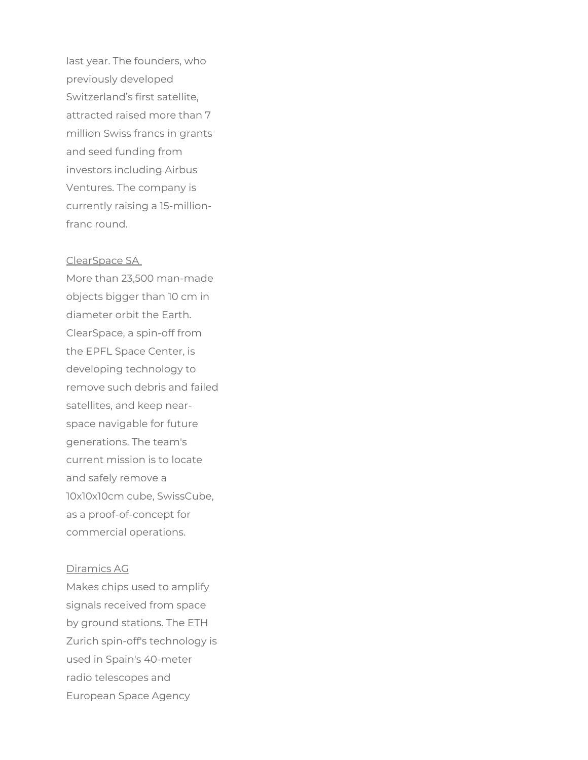last year. The founders, who previously developed Switzerland's first satellite, attracted raised more than 7 million Swiss francs in grants and seed funding from investors including Airbus Ventures. The company is currently raising a 15-million-franc round.

ClearSpace SA

More than 23,500 man-made objects bigger than 10 cm in diameter orbit the Earth. ClearSpace, a spin-off from the EPFL Space Center, is developing technology to remove such debris and failed satellites, and keep near-space navigable for future generations. The team's current mission is to locate and safely remove a 10x10x10cm cube, SwissCube, as a proof-of-concept for commercial operations.

Diramics AG

Makes chips used to amplify signals received from space by ground stations. The ETH Zurich spin-off's technology is used in Spain's 40-meter radio telescopes and European Space Agency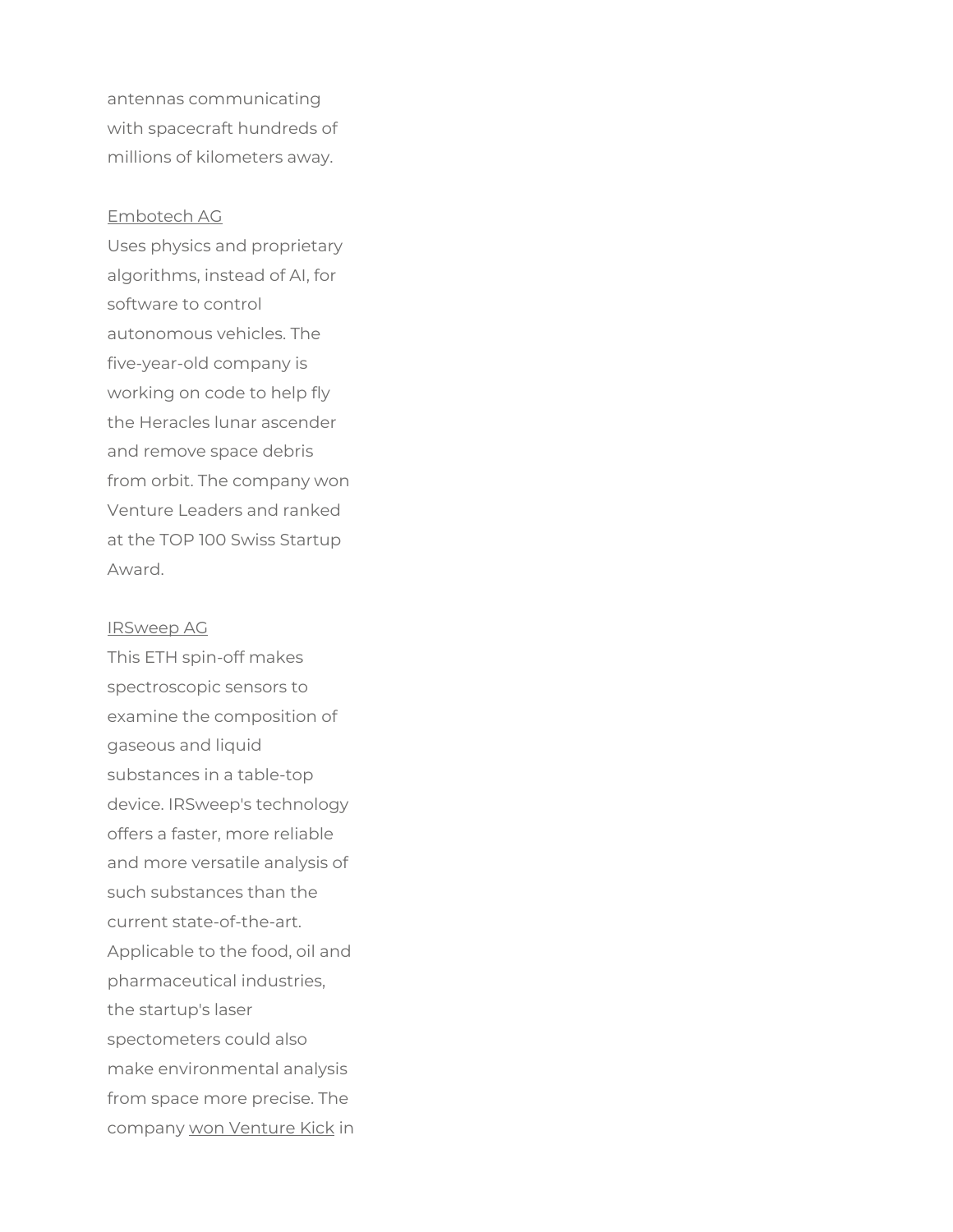antennas communicating with spacecraft hundreds of millions of kilometers away.

Embotech AG
Uses physics and proprietary algorithms, instead of AI, for software to control autonomous vehicles. The five-year-old company is working on code to help fly the Heracles lunar ascender and remove space debris from orbit. The company won Venture Leaders and ranked at the TOP 100 Swiss Startup Award.

IRSweep AG
This ETH spin-off makes spectroscopic sensors to examine the composition of gaseous and liquid substances in a table-top device. IRSweep's technology offers a faster, more reliable and more versatile analysis of such substances than the current state-of-the-art. Applicable to the food, oil and pharmaceutical industries, the startup's laser spectometers could also make environmental analysis from space more precise. The company won Venture Kick in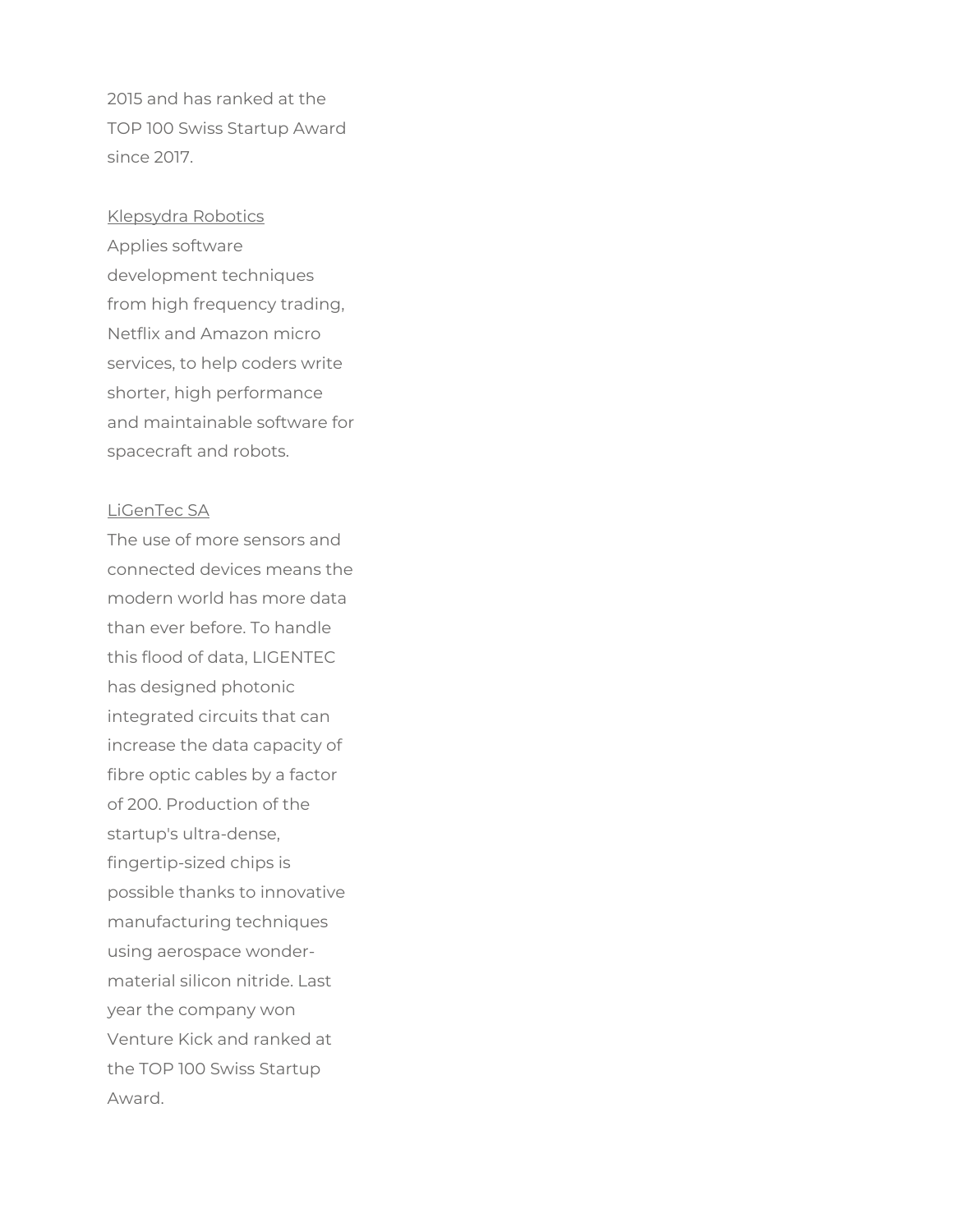2015 and has ranked at the TOP 100 Swiss Startup Award since 2017.

Klepsydra Robotics
Applies software development techniques from high frequency trading, Netflix and Amazon micro services, to help coders write shorter, high performance and maintainable software for spacecraft and robots.

LiGenTec SA
The use of more sensors and connected devices means the modern world has more data than ever before. To handle this flood of data, LIGENTEC has designed photonic integrated circuits that can increase the data capacity of fibre optic cables by a factor of 200. Production of the startup's ultra-dense, fingertip-sized chips is possible thanks to innovative manufacturing techniques using aerospace wonder-material silicon nitride. Last year the company won Venture Kick and ranked at the TOP 100 Swiss Startup Award.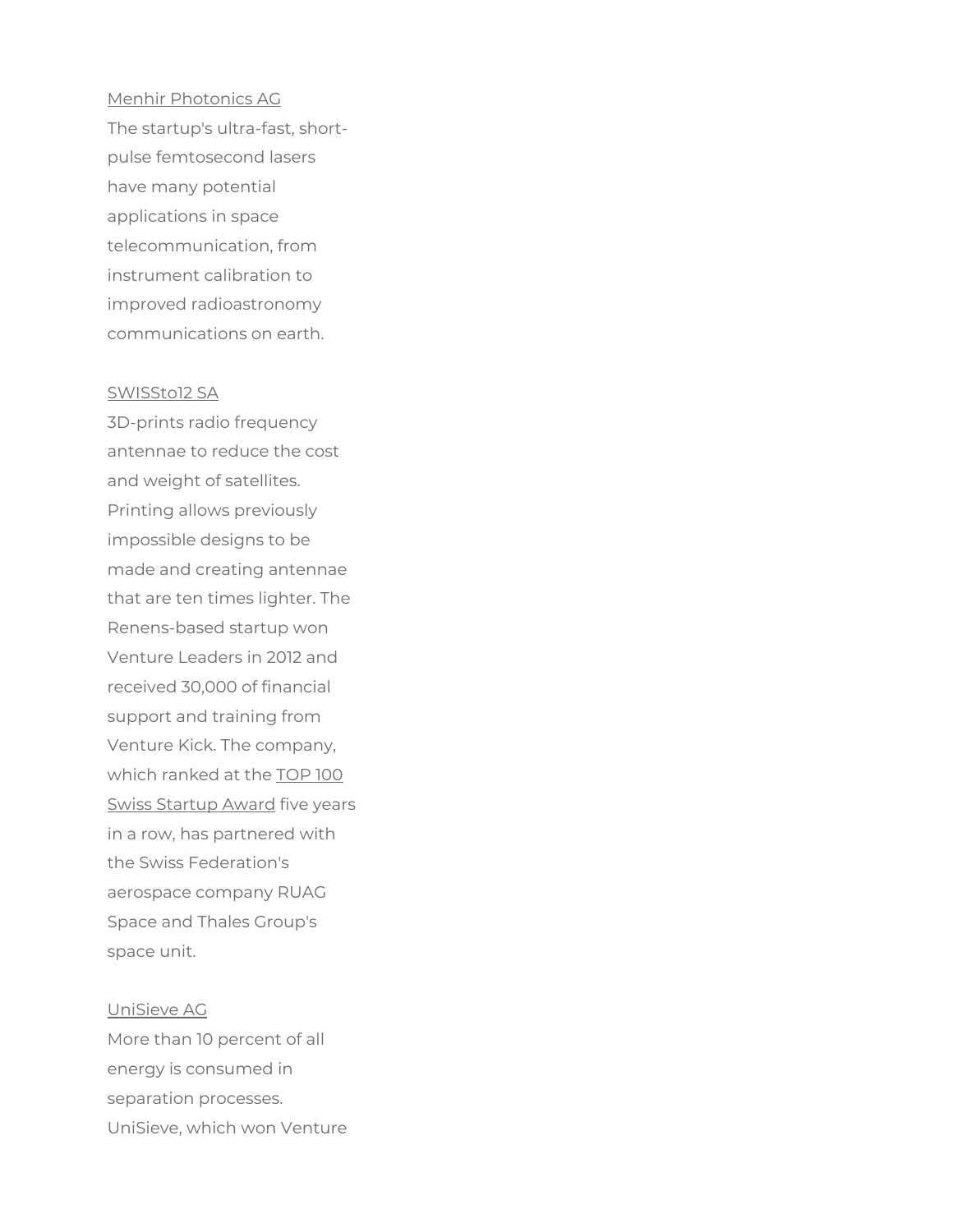Menhir Photonics AG

The startup's ultra-fast, short-pulse femtosecond lasers have many potential applications in space telecommunication, from instrument calibration to improved radioastronomy communications on earth.

SWISSto12 SA

3D-prints radio frequency antennae to reduce the cost and weight of satellites. Printing allows previously impossible designs to be made and creating antennae that are ten times lighter. The Renens-based startup won Venture Leaders in 2012 and received 30,000 of financial support and training from Venture Kick. The company, which ranked at the TOP 100 Swiss Startup Award five years in a row, has partnered with the Swiss Federation's aerospace company RUAG Space and Thales Group's space unit.

UniSieve AG

More than 10 percent of all energy is consumed in separation processes. UniSieve, which won Venture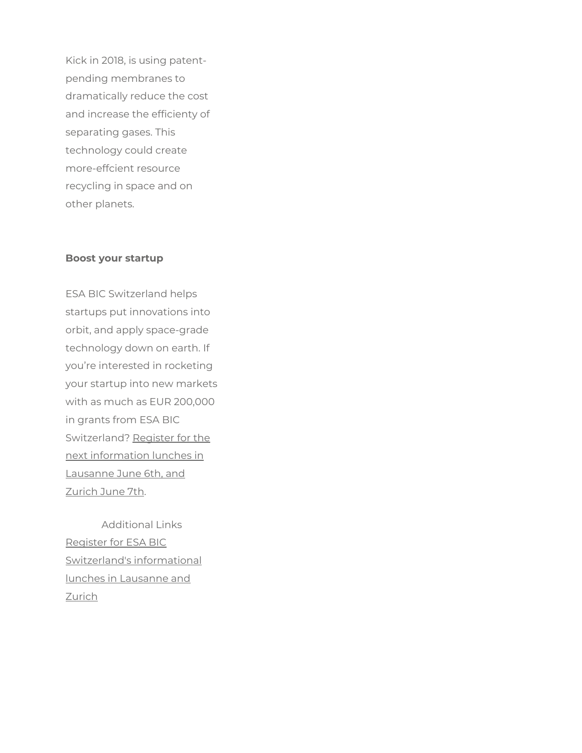Kick in 2018, is using patent-pending membranes to dramatically reduce the cost and increase the efficienty of separating gases. This technology could create more-effcient resource recycling in space and on other planets.

**Boost your startup**

ESA BIC Switzerland helps startups put innovations into orbit, and apply space-grade technology down on earth. If you're interested in rocketing your startup into new markets with as much as EUR 200,000 in grants from ESA BIC Switzerland? Register for the next information lunches in Lausanne June 6th, and Zurich June 7th.

Additional Links

Register for ESA BIC Switzerland's informational lunches in Lausanne and Zurich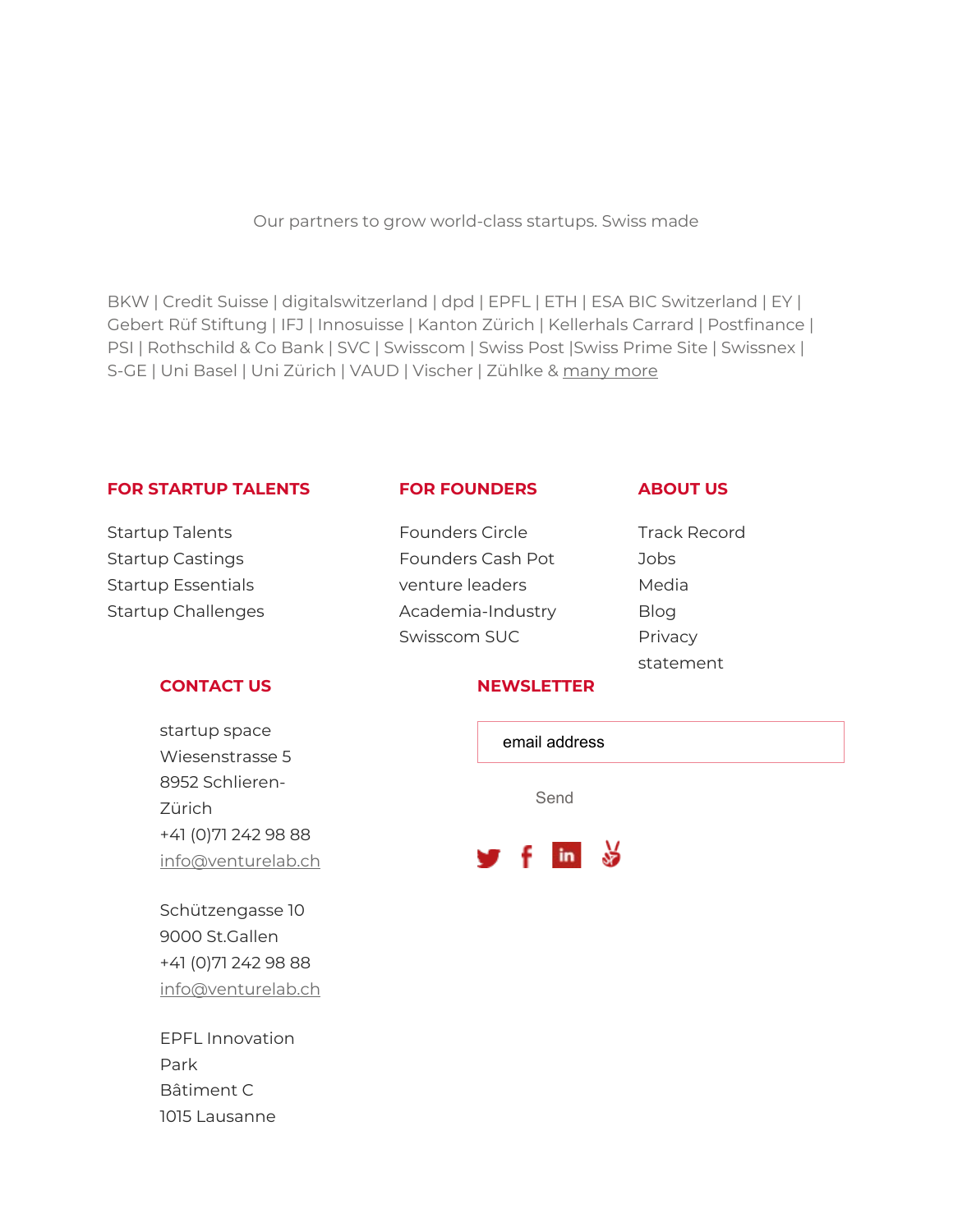Our partners to grow world-class startups. Swiss made

BKW | Credit Suisse | digitalswitzerland | dpd | EPFL | ETH | ESA BIC Switzerland | EY | Gebert Rüf Stiftung | IFJ | Innosuisse | Kanton Zürich | Kellerhals Carrard | Postfinance | PSI | Rothschild & Co Bank | SVC | Swisscom | Swiss Post |Swiss Prime Site | Swissnex | S-GE | Uni Basel | Uni Zürich | VAUD | Vischer | Zühlke & many more

### FOR STARTUP TALENTS

Startup Talents
Startup Castings
Startup Essentials
Startup Challenges

### FOR FOUNDERS

Founders Circle
Founders Cash Pot
venture leaders
Academia-Industry
Swisscom SUC

### ABOUT US

Track Record
Jobs
Media
Blog
Privacy statement

### CONTACT US

startup space
Wiesenstrasse 5
8952 Schlieren-Zürich
+41 (0)71 242 98 88
info@venturelab.ch

Schützengasse 10
9000 St.Gallen
+41 (0)71 242 98 88
info@venturelab.ch

EPFL Innovation Park
Bâtiment C
1015 Lausanne

### NEWSLETTER

email address

Send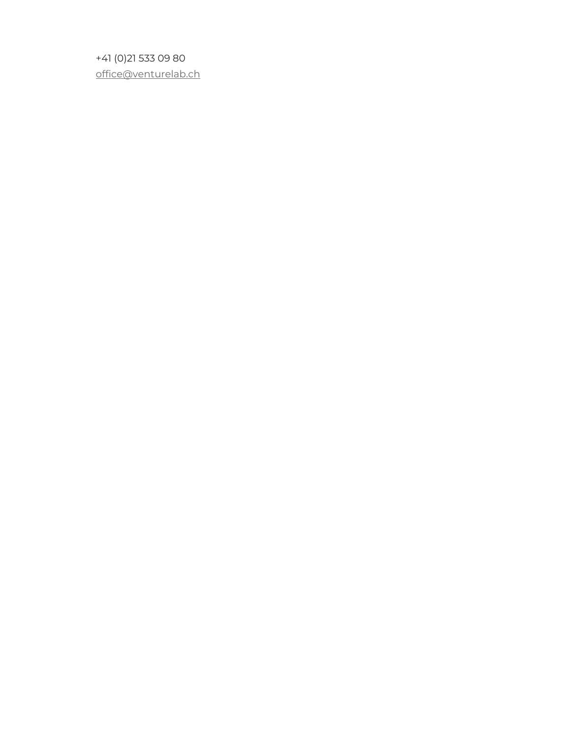+41 (0)21 533 09 80
office@venturelab.ch